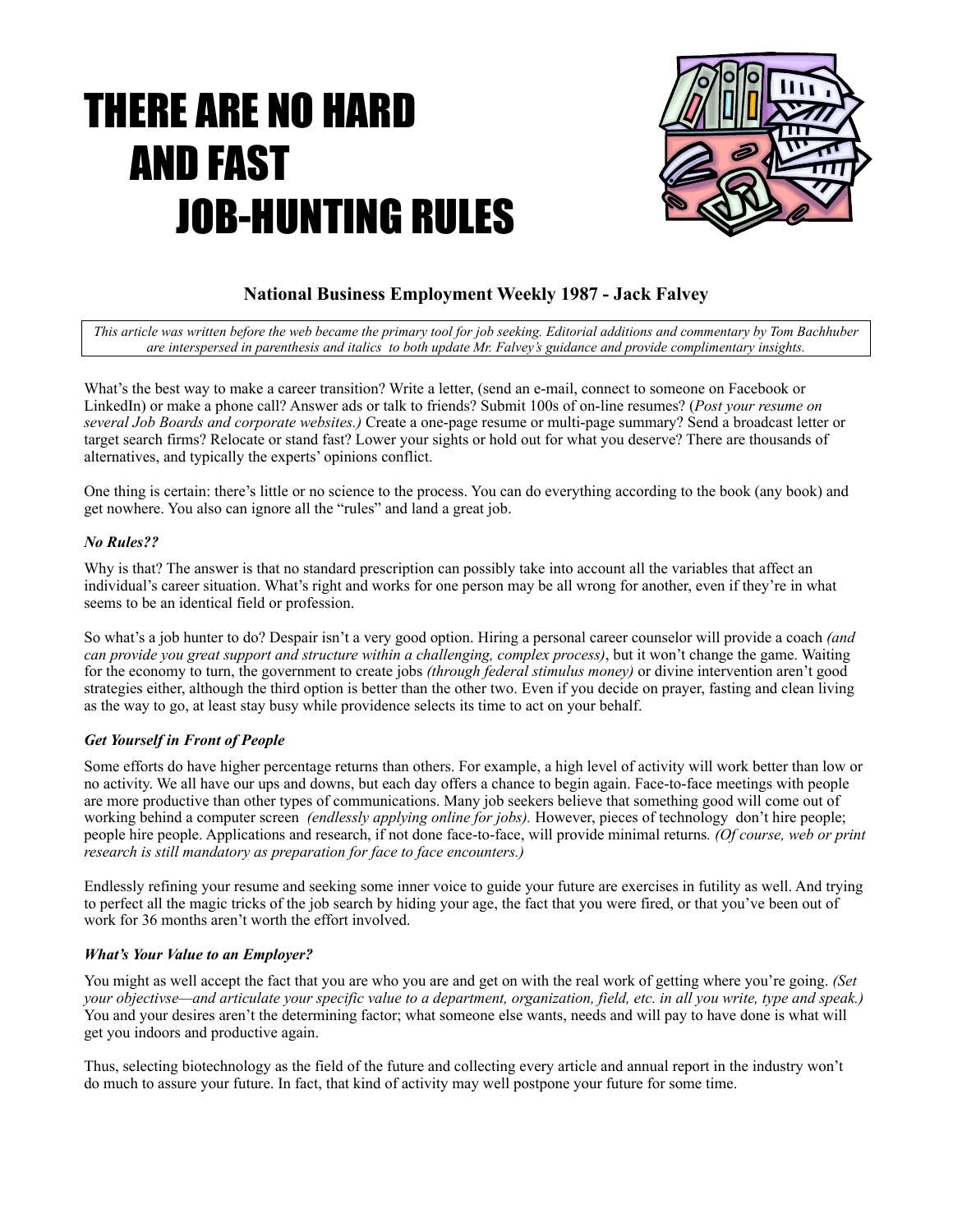# THERE ARE NO HARD AND FAST JOB-HUNTING RULES

**National Business Employment Weekly 1987 - Jack Falvey**

*This article was written before the web became the primary tool for job seeking. Editorial additions and commentary by Tom Bachhuber are interspersed in parenthesis and italics to both update Mr. Falvey's guidance and provide complimentary insights.*

What's the best way to make a career transition? Write a letter, (send an e-mail, connect to someone on Facebook or LinkedIn) or make a phone call? Answer ads or talk to friends? Submit 100s of on-line resumes? (*Post your resume on several Job Boards and corporate websites.)* Create a one-page resume or multi-page summary? Send a broadcast letter or target search firms? Relocate or stand fast? Lower your sights or hold out for what you deserve? There are thousands of alternatives, and typically the experts' opinions conflict.

One thing is certain: there's little or no science to the process. You can do everything according to the book (any book) and get nowhere. You also can ignore all the "rules" and land a great job.

### *No Rules??*

Why is that? The answer is that no standard prescription can possibly take into account all the variables that affect an individual's career situation. What's right and works for one person may be all wrong for another, even if they're in what seems to be an identical field or profession.

So what's a job hunter to do? Despair isn't a very good option. Hiring a personal career counselor will provide a coach *(and can provide you great support and structure within a challenging, complex process)*, but it won't change the game. Waiting for the economy to turn, the government to create jobs *(through federal stimulus money)* or divine intervention aren't good strategies either, although the third option is better than the other two. Even if you decide on prayer, fasting and clean living as the way to go, at least stay busy while providence selects its time to act on your behalf.

### *Get Yourself in Front of People*

Some efforts do have higher percentage returns than others. For example, a high level of activity will work better than low or no activity. We all have our ups and downs, but each day offers a chance to begin again. Face-to-face meetings with people are more productive than other types of communications. Many job seekers believe that something good will come out of working behind a computer screen *(endlessly applying online for jobs).* However, pieces of technology don't hire people; people hire people. Applications and research, if not done face-to-face, will provide minimal returns*. (Of course, web or print research is still mandatory as preparation for face to face encounters.)*

Endlessly refining your resume and seeking some inner voice to guide your future are exercises in futility as well. And trying to perfect all the magic tricks of the job search by hiding your age, the fact that you were fired, or that you've been out of work for 36 months aren't worth the effort involved.

### *What's Your Value to an Employer?*

You might as well accept the fact that you are who you are and get on with the real work of getting where you're going. *(Set your objectivse—and articulate your specific value to a department, organization, field, etc. in all you write, type and speak.)* You and your desires aren't the determining factor; what someone else wants, needs and will pay to have done is what will get you indoors and productive again.

Thus, selecting biotechnology as the field of the future and collecting every article and annual report in the industry won't do much to assure your future. In fact, that kind of activity may well postpone your future for some time.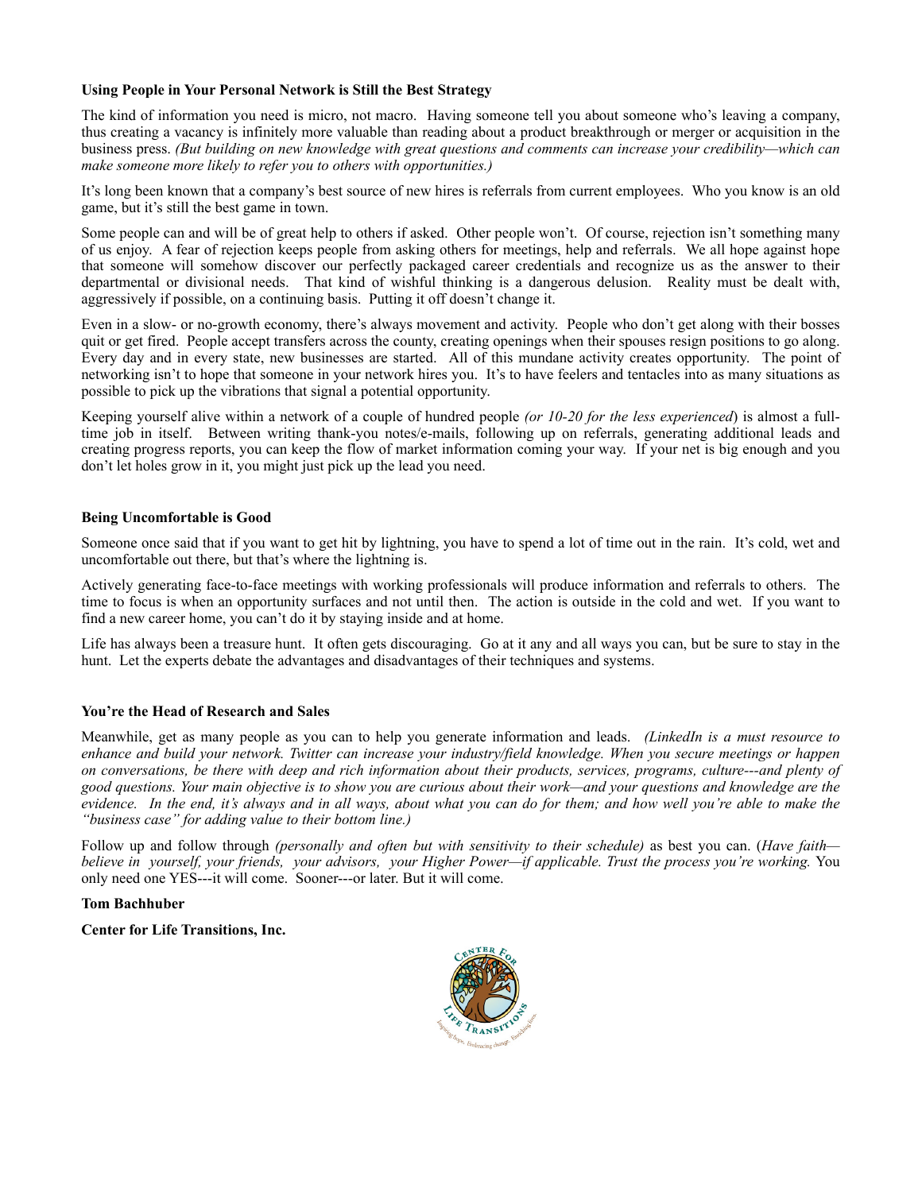**Using People in Your Personal Network is Still the Best Strategy**

The kind of information you need is micro, not macro. Having someone tell you about someone who's leaving a company, thus creating a vacancy is infinitely more valuable than reading about a product breakthrough or merger or acquisition in the business press. *(But building on new knowledge with great questions and comments can increase your credibility—which can make someone more likely to refer you to others with opportunities.)*

It's long been known that a company's best source of new hires is referrals from current employees. Who you know is an old game, but it's still the best game in town.

Some people can and will be of great help to others if asked. Other people won't. Of course, rejection isn't something many of us enjoy. A fear of rejection keeps people from asking others for meetings, help and referrals. We all hope against hope that someone will somehow discover our perfectly packaged career credentials and recognize us as the answer to their departmental or divisional needs. That kind of wishful thinking is a dangerous delusion. Reality must be dealt with, aggressively if possible, on a continuing basis. Putting it off doesn't change it.

Even in a slow- or no-growth economy, there's always movement and activity. People who don't get along with their bosses quit or get fired. People accept transfers across the county, creating openings when their spouses resign positions to go along. Every day and in every state, new businesses are started. All of this mundane activity creates opportunity. The point of networking isn't to hope that someone in your network hires you. It's to have feelers and tentacles into as many situations as possible to pick up the vibrations that signal a potential opportunity.

Keeping yourself alive within a network of a couple of hundred people *(or 10-20 for the less experienced*) is almost a full-time job in itself. Between writing thank-you notes/e-mails, following up on referrals, generating additional leads and creating progress reports, you can keep the flow of market information coming your way. If your net is big enough and you don't let holes grow in it, you might just pick up the lead you need.

**Being Uncomfortable is Good**

Someone once said that if you want to get hit by lightning, you have to spend a lot of time out in the rain. It's cold, wet and uncomfortable out there, but that's where the lightning is.

Actively generating face-to-face meetings with working professionals will produce information and referrals to others. The time to focus is when an opportunity surfaces and not until then. The action is outside in the cold and wet. If you want to find a new career home, you can't do it by staying inside and at home.

Life has always been a treasure hunt. It often gets discouraging. Go at it any and all ways you can, but be sure to stay in the hunt. Let the experts debate the advantages and disadvantages of their techniques and systems.

**You're the Head of Research and Sales**

Meanwhile, get as many people as you can to help you generate information and leads. *(LinkedIn is a must resource to enhance and build your network. Twitter can increase your industry/field knowledge. When you secure meetings or happen on conversations, be there with deep and rich information about their products, services, programs, culture---and plenty of good questions. Your main objective is to show you are curious about their work—and your questions and knowledge are the evidence. In the end, it's always and in all ways, about what you can do for them; and how well you're able to make the "business case" for adding value to their bottom line.)*

Follow up and follow through *(personally and often but with sensitivity to their schedule)* as best you can. (*Have faith—believe in yourself, your friends, your advisors, your Higher Power—if applicable. Trust the process you're working.* You only need one YES---it will come. Sooner---or later. But it will come.

**Tom Bachhuber**

**Center for Life Transitions, Inc.**